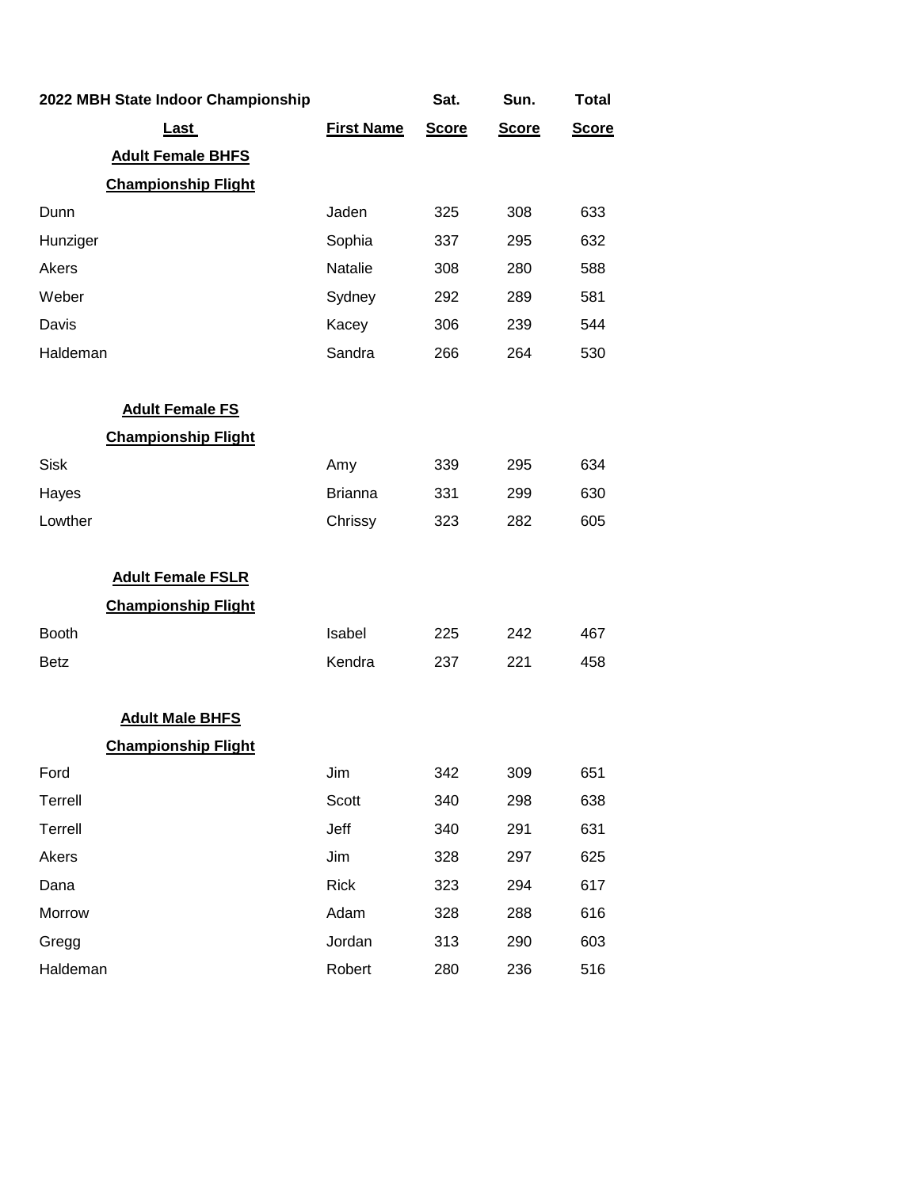| 2022 MBH State Indoor Championship | | Sat. | Sun. | Total |
|---|---|---|---|---|
| **Last** | **First Name** | **Score** | **Score** | **Score** |
| **Adult Female BHFS** | | | | |
| **Championship Flight** | | | | |
| Dunn | Jaden | 325 | 308 | 633 |
| Hunziger | Sophia | 337 | 295 | 632 |
| Akers | Natalie | 308 | 280 | 588 |
| Weber | Sydney | 292 | 289 | 581 |
| Davis | Kacey | 306 | 239 | 544 |
| Haldeman | Sandra | 266 | 264 | 530 |
| | | | | |
| **Adult Female FS** | | | | |
| **Championship Flight** | | | | |
| Sisk | Amy | 339 | 295 | 634 |
| Hayes | Brianna | 331 | 299 | 630 |
| Lowther | Chrissy | 323 | 282 | 605 |
| | | | | |
| **Adult Female FSLR** | | | | |
| **Championship Flight** | | | | |
| Booth | Isabel | 225 | 242 | 467 |
| Betz | Kendra | 237 | 221 | 458 |
| | | | | |
| **Adult Male BHFS** | | | | |
| **Championship Flight** | | | | |
| Ford | Jim | 342 | 309 | 651 |
| Terrell | Scott | 340 | 298 | 638 |
| Terrell | Jeff | 340 | 291 | 631 |
| Akers | Jim | 328 | 297 | 625 |
| Dana | Rick | 323 | 294 | 617 |
| Morrow | Adam | 328 | 288 | 616 |
| Gregg | Jordan | 313 | 290 | 603 |
| Haldeman | Robert | 280 | 236 | 516 |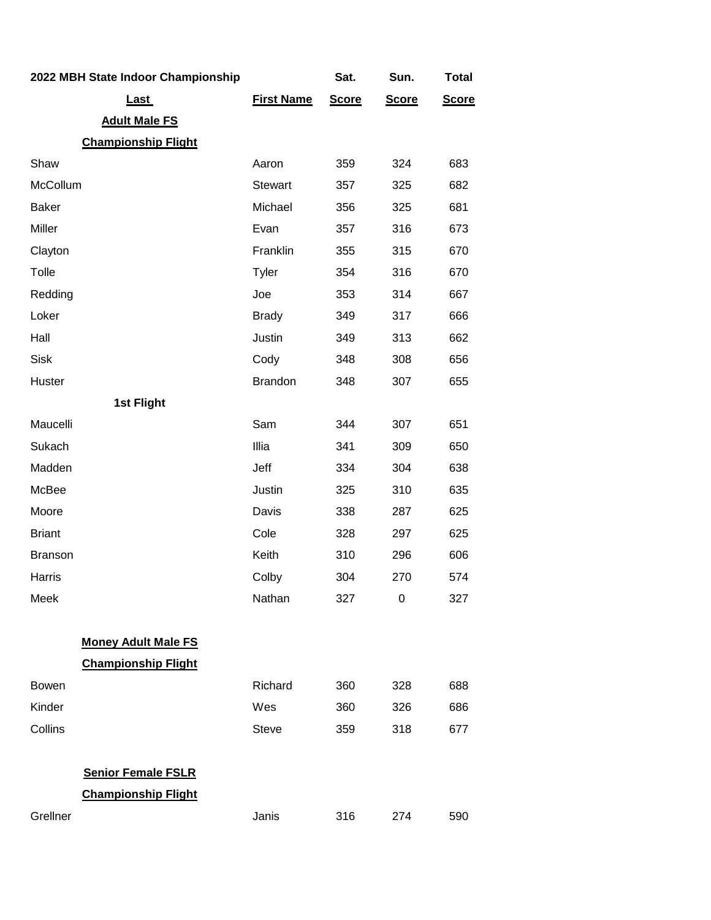| 2022 MBH State Indoor Championship | | Sat. | Sun. | Total |
|---|---|---|---|---|
| **Last** | **First Name** | **Score** | **Score** | **Score** |
| **Adult Male FS** | | | | |
| **Championship Flight** | | | | |
| Shaw | Aaron | 359 | 324 | 683 |
| McCollum | Stewart | 357 | 325 | 682 |
| Baker | Michael | 356 | 325 | 681 |
| Miller | Evan | 357 | 316 | 673 |
| Clayton | Franklin | 355 | 315 | 670 |
| Tolle | Tyler | 354 | 316 | 670 |
| Redding | Joe | 353 | 314 | 667 |
| Loker | Brady | 349 | 317 | 666 |
| Hall | Justin | 349 | 313 | 662 |
| Sisk | Cody | 348 | 308 | 656 |
| Huster | Brandon | 348 | 307 | 655 |
| **1st Flight** | | | | |
| Maucelli | Sam | 344 | 307 | 651 |
| Sukach | Illia | 341 | 309 | 650 |
| Madden | Jeff | 334 | 304 | 638 |
| McBee | Justin | 325 | 310 | 635 |
| Moore | Davis | 338 | 287 | 625 |
| Briant | Cole | 328 | 297 | 625 |
| Branson | Keith | 310 | 296 | 606 |
| Harris | Colby | 304 | 270 | 574 |
| Meek | Nathan | 327 | 0 | 327 |
| | | | | |
| **Money Adult Male FS** | | | | |
| **Championship Flight** | | | | |
| Bowen | Richard | 360 | 328 | 688 |
| Kinder | Wes | 360 | 326 | 686 |
| Collins | Steve | 359 | 318 | 677 |
| | | | | |
| **Senior Female FSLR** | | | | |
| **Championship Flight** | | | | |
| Grellner | Janis | 316 | 274 | 590 |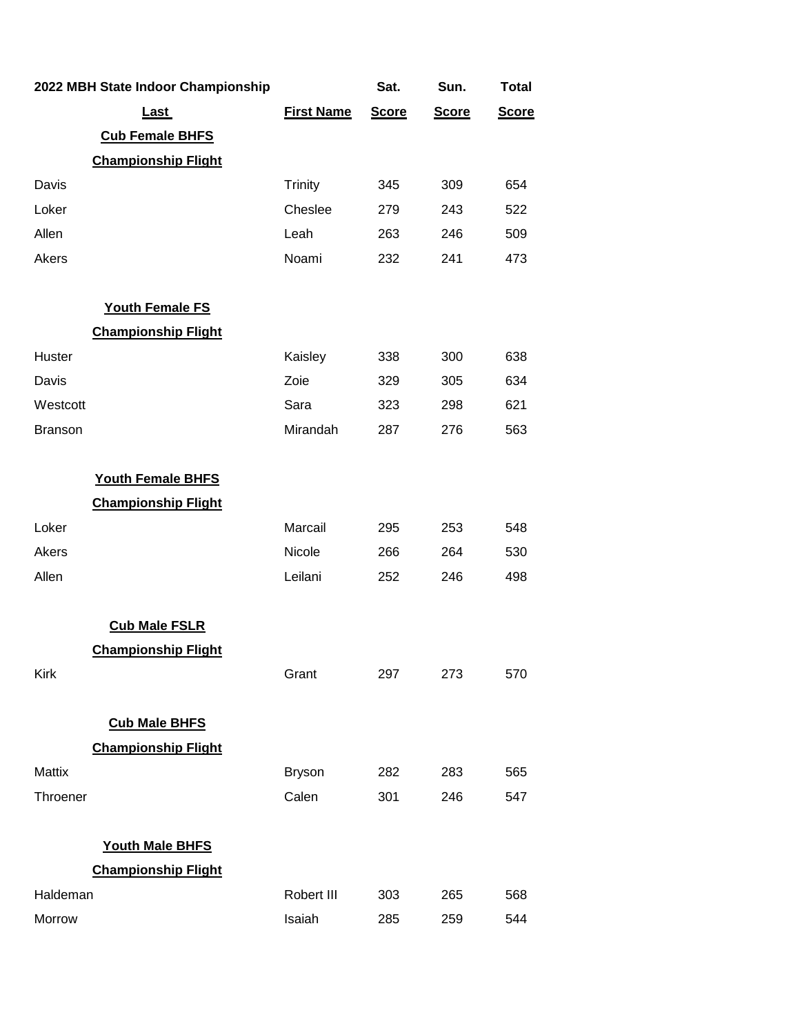| 2022 MBH State Indoor Championship | | Sat. | Sun. | Total |
|---|---|---|---|---|
| **Last** | **First Name** | **Score** | **Score** | **Score** |
| **Cub Female BHFS** | | | | |
| **Championship Flight** | | | | |
| Davis | Trinity | 345 | 309 | 654 |
| Loker | Cheslee | 279 | 243 | 522 |
| Allen | Leah | 263 | 246 | 509 |
| Akers | Noami | 232 | 241 | 473 |
| | | | | |
| **Youth Female FS** | | | | |
| **Championship Flight** | | | | |
| Huster | Kaisley | 338 | 300 | 638 |
| Davis | Zoie | 329 | 305 | 634 |
| Westcott | Sara | 323 | 298 | 621 |
| Branson | Mirandah | 287 | 276 | 563 |
| | | | | |
| **Youth Female BHFS** | | | | |
| **Championship Flight** | | | | |
| Loker | Marcail | 295 | 253 | 548 |
| Akers | Nicole | 266 | 264 | 530 |
| Allen | Leilani | 252 | 246 | 498 |
| | | | | |
| **Cub Male FSLR** | | | | |
| **Championship Flight** | | | | |
| Kirk | Grant | 297 | 273 | 570 |
| | | | | |
| **Cub Male BHFS** | | | | |
| **Championship Flight** | | | | |
| Mattix | Bryson | 282 | 283 | 565 |
| Throener | Calen | 301 | 246 | 547 |
| | | | | |
| **Youth Male BHFS** | | | | |
| **Championship Flight** | | | | |
| Haldeman | Robert III | 303 | 265 | 568 |
| Morrow | Isaiah | 285 | 259 | 544 |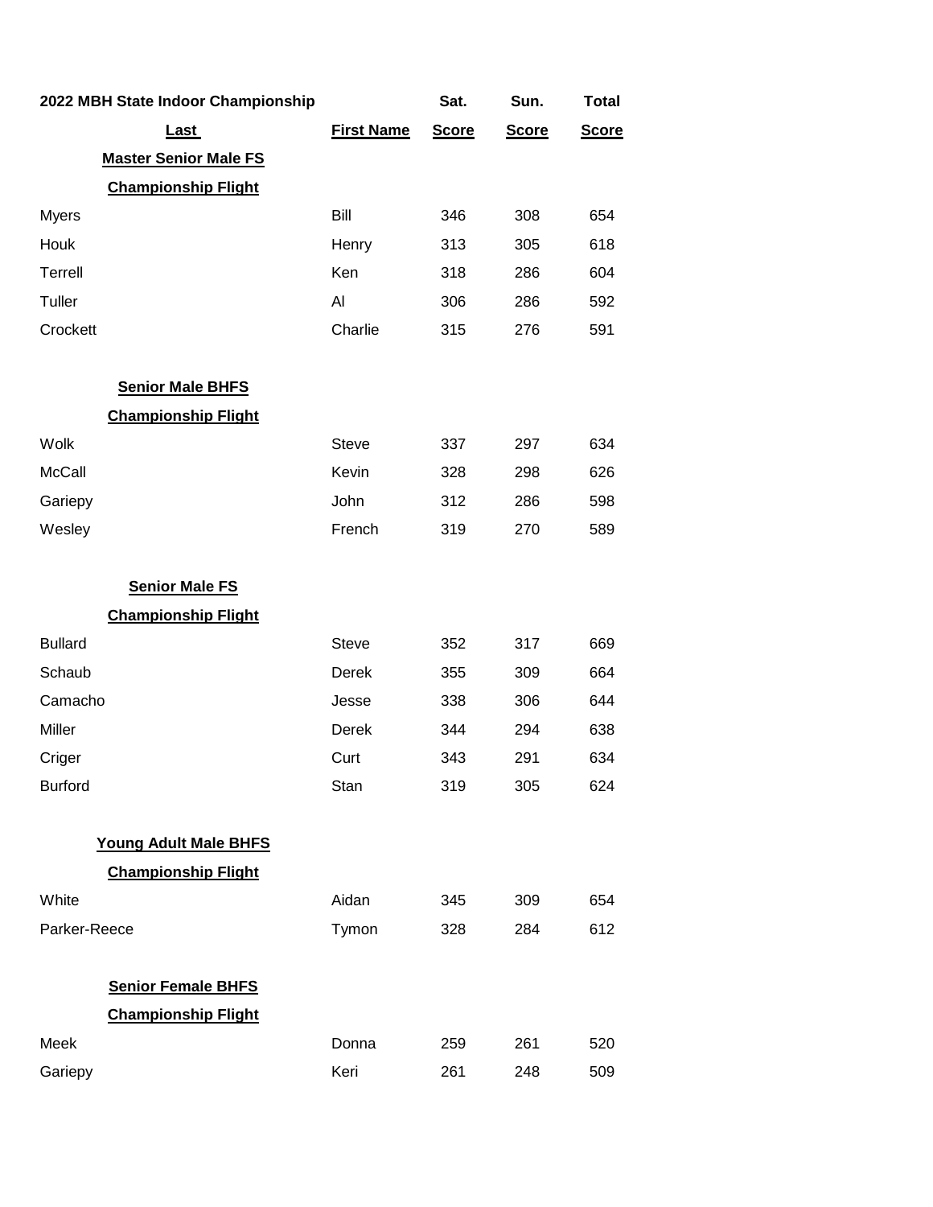| 2022 MBH State Indoor Championship | | Sat. | Sun. | Total |
|---|---|---|---|---|
| **Last** | **First Name** | **Score** | **Score** | **Score** |
| **Master Senior Male FS** | | | | |
| **Championship Flight** | | | | |
| Myers | Bill | 346 | 308 | 654 |
| Houk | Henry | 313 | 305 | 618 |
| Terrell | Ken | 318 | 286 | 604 |
| Tuller | Al | 306 | 286 | 592 |
| Crockett | Charlie | 315 | 276 | 591 |
| | | | | |
| **Senior Male BHFS** | | | | |
| **Championship Flight** | | | | |
| Wolk | Steve | 337 | 297 | 634 |
| McCall | Kevin | 328 | 298 | 626 |
| Gariepy | John | 312 | 286 | 598 |
| Wesley | French | 319 | 270 | 589 |
| | | | | |
| **Senior Male FS** | | | | |
| **Championship Flight** | | | | |
| Bullard | Steve | 352 | 317 | 669 |
| Schaub | Derek | 355 | 309 | 664 |
| Camacho | Jesse | 338 | 306 | 644 |
| Miller | Derek | 344 | 294 | 638 |
| Criger | Curt | 343 | 291 | 634 |
| Burford | Stan | 319 | 305 | 624 |
| | | | | |
| **Young Adult Male BHFS** | | | | |
| **Championship Flight** | | | | |
| White | Aidan | 345 | 309 | 654 |
| Parker-Reece | Tymon | 328 | 284 | 612 |
| | | | | |
| **Senior Female BHFS** | | | | |
| **Championship Flight** | | | | |
| Meek | Donna | 259 | 261 | 520 |
| Gariepy | Keri | 261 | 248 | 509 |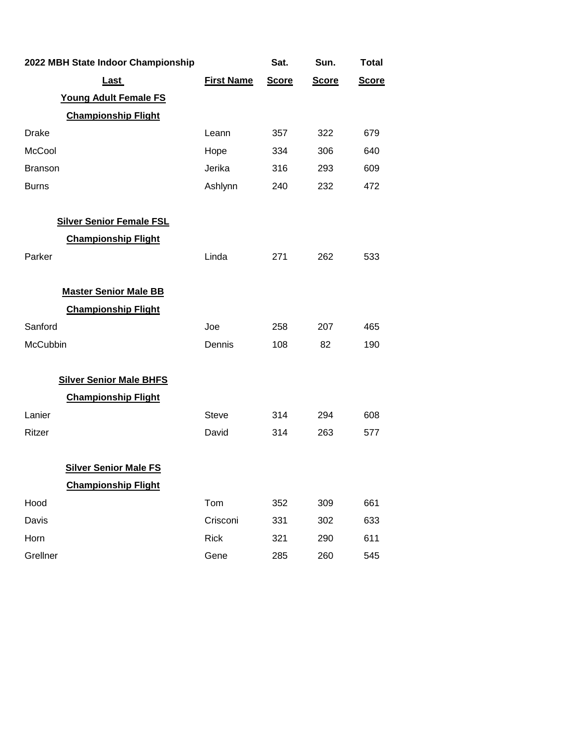| 2022 MBH State Indoor Championship | | Sat. | Sun. | Total |
|---|---|---|---|---|
| **Last** | **First Name** | **Score** | **Score** | **Score** |
| **Young Adult Female FS** | | | | |
| **Championship Flight** | | | | |
| Drake | Leann | 357 | 322 | 679 |
| McCool | Hope | 334 | 306 | 640 |
| Branson | Jerika | 316 | 293 | 609 |
| Burns | Ashlynn | 240 | 232 | 472 |
| | | | | |
| **Silver Senior Female FSL** | | | | |
| **Championship Flight** | | | | |
| Parker | Linda | 271 | 262 | 533 |
| | | | | |
| **Master Senior Male BB** | | | | |
| **Championship Flight** | | | | |
| Sanford | Joe | 258 | 207 | 465 |
| McCubbin | Dennis | 108 | 82 | 190 |
| | | | | |
| **Silver Senior Male BHFS** | | | | |
| **Championship Flight** | | | | |
| Lanier | Steve | 314 | 294 | 608 |
| Ritzer | David | 314 | 263 | 577 |
| | | | | |
| **Silver Senior Male FS** | | | | |
| **Championship Flight** | | | | |
| Hood | Tom | 352 | 309 | 661 |
| Davis | Crisconi | 331 | 302 | 633 |
| Horn | Rick | 321 | 290 | 611 |
| Grellner | Gene | 285 | 260 | 545 |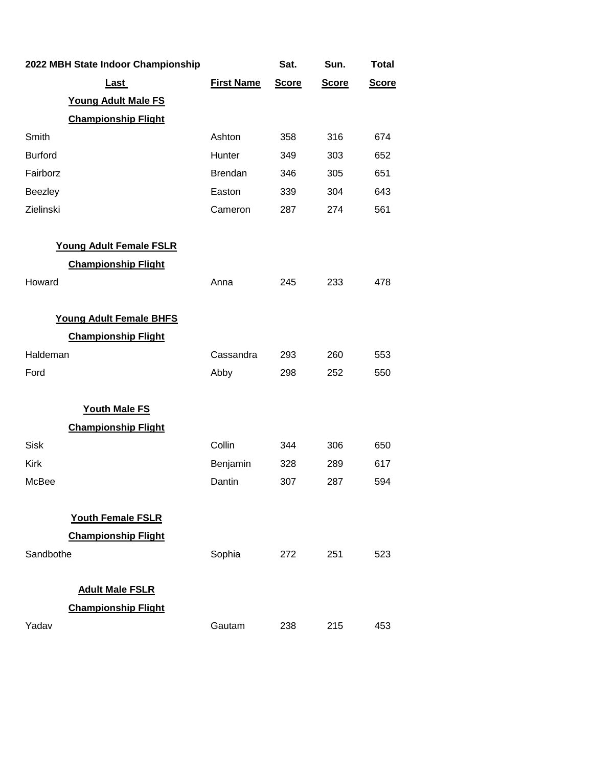| 2022 MBH State Indoor Championship | | Sat. | Sun. | Total |
|---|---|---|---|---|
| **Last** | **First Name** | **Score** | **Score** | **Score** |
| **Young Adult Male FS** | | | | |
| **Championship Flight** | | | | |
| Smith | Ashton | 358 | 316 | 674 |
| Burford | Hunter | 349 | 303 | 652 |
| Fairborz | Brendan | 346 | 305 | 651 |
| Beezley | Easton | 339 | 304 | 643 |
| Zielinski | Cameron | 287 | 274 | 561 |
| | | | | |
| **Young Adult Female FSLR** | | | | |
| **Championship Flight** | | | | |
| Howard | Anna | 245 | 233 | 478 |
| | | | | |
| **Young Adult Female BHFS** | | | | |
| **Championship Flight** | | | | |
| Haldeman | Cassandra | 293 | 260 | 553 |
| Ford | Abby | 298 | 252 | 550 |
| | | | | |
| **Youth Male FS** | | | | |
| **Championship Flight** | | | | |
| Sisk | Collin | 344 | 306 | 650 |
| Kirk | Benjamin | 328 | 289 | 617 |
| McBee | Dantin | 307 | 287 | 594 |
| | | | | |
| **Youth Female FSLR** | | | | |
| **Championship Flight** | | | | |
| Sandbothe | Sophia | 272 | 251 | 523 |
| | | | | |
| **Adult Male FSLR** | | | | |
| **Championship Flight** | | | | |
| Yadav | Gautam | 238 | 215 | 453 |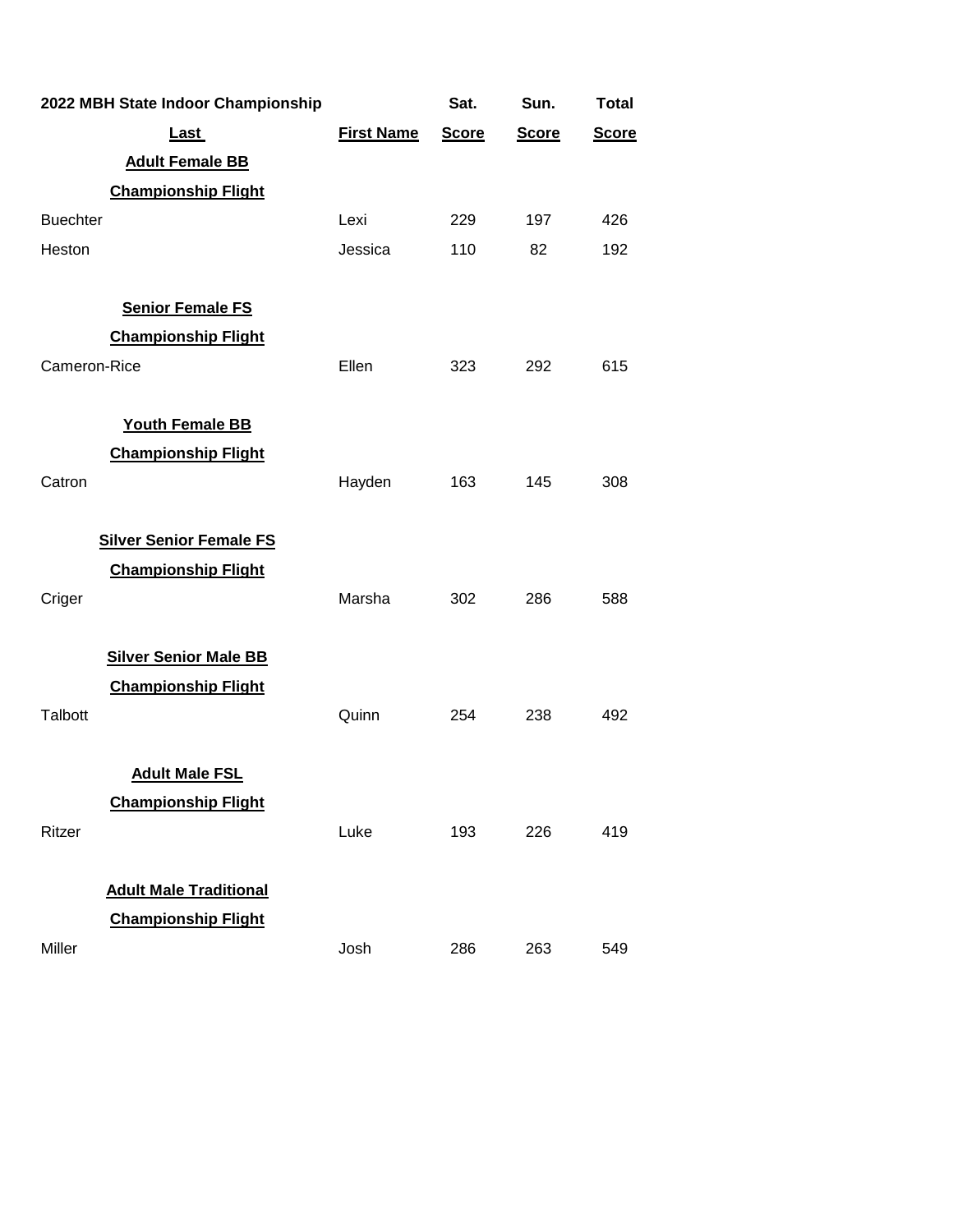| 2022 MBH State Indoor Championship | | Sat. | Sun. | Total |
|---|---|---|---|---|
| **Last** | **First Name** | **Score** | **Score** | **Score** |
| **Adult Female BB** | | | | |
| **Championship Flight** | | | | |
| Buechter | Lexi | 229 | 197 | 426 |
| Heston | Jessica | 110 | 82 | 192 |
| | | | | |
| **Senior Female FS** | | | | |
| **Championship Flight** | | | | |
| Cameron-Rice | Ellen | 323 | 292 | 615 |
| | | | | |
| **Youth Female BB** | | | | |
| **Championship Flight** | | | | |
| Catron | Hayden | 163 | 145 | 308 |
| | | | | |
| **Silver Senior Female FS** | | | | |
| **Championship Flight** | | | | |
| Criger | Marsha | 302 | 286 | 588 |
| | | | | |
| **Silver Senior Male BB** | | | | |
| **Championship Flight** | | | | |
| Talbott | Quinn | 254 | 238 | 492 |
| | | | | |
| **Adult Male FSL** | | | | |
| **Championship Flight** | | | | |
| Ritzer | Luke | 193 | 226 | 419 |
| | | | | |
| **Adult Male Traditional** | | | | |
| **Championship Flight** | | | | |
| Miller | Josh | 286 | 263 | 549 |